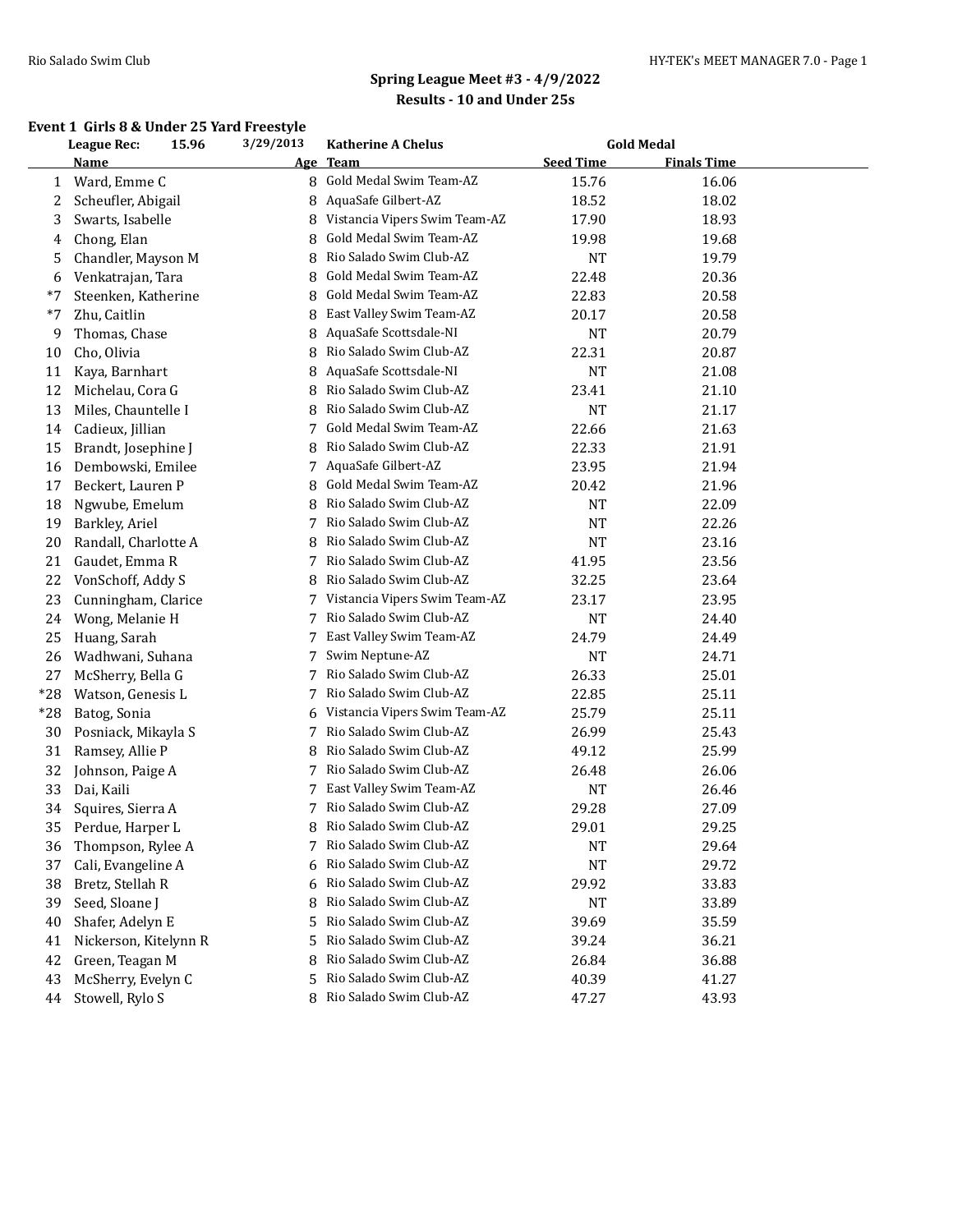## Spring League Meet #3 - 4/9/2022

### Results - 10 and Under 25s

#### Event 1 Girls 8 & Under 25 Yard Freestyle

League Rec: 15.96 3/29/2013 Katherine A Chelus Gold Medal

| | Name | Age | Team | Seed Time | Finals Time |
|---|---|---|---|---|---|
| 1 | Ward, Emme C | 8 | Gold Medal Swim Team-AZ | 15.76 | 16.06 |
| 2 | Scheufler, Abigail | 8 | AquaSafe Gilbert-AZ | 18.52 | 18.02 |
| 3 | Swarts, Isabelle | 8 | Vistancia Vipers Swim Team-AZ | 17.90 | 18.93 |
| 4 | Chong, Elan | 8 | Gold Medal Swim Team-AZ | 19.98 | 19.68 |
| 5 | Chandler, Mayson M | 8 | Rio Salado Swim Club-AZ | NT | 19.79 |
| 6 | Venkatrajan, Tara | 8 | Gold Medal Swim Team-AZ | 22.48 | 20.36 |
| *7 | Steenken, Katherine | 8 | Gold Medal Swim Team-AZ | 22.83 | 20.58 |
| *7 | Zhu, Caitlin | 8 | East Valley Swim Team-AZ | 20.17 | 20.58 |
| 9 | Thomas, Chase | 8 | AquaSafe Scottsdale-NI | NT | 20.79 |
| 10 | Cho, Olivia | 8 | Rio Salado Swim Club-AZ | 22.31 | 20.87 |
| 11 | Kaya, Barnhart | 8 | AquaSafe Scottsdale-NI | NT | 21.08 |
| 12 | Michelau, Cora G | 8 | Rio Salado Swim Club-AZ | 23.41 | 21.10 |
| 13 | Miles, Chauntelle I | 8 | Rio Salado Swim Club-AZ | NT | 21.17 |
| 14 | Cadieux, Jillian | 7 | Gold Medal Swim Team-AZ | 22.66 | 21.63 |
| 15 | Brandt, Josephine J | 8 | Rio Salado Swim Club-AZ | 22.33 | 21.91 |
| 16 | Dembowski, Emilee | 7 | AquaSafe Gilbert-AZ | 23.95 | 21.94 |
| 17 | Beckert, Lauren P | 8 | Gold Medal Swim Team-AZ | 20.42 | 21.96 |
| 18 | Ngwube, Emelum | 8 | Rio Salado Swim Club-AZ | NT | 22.09 |
| 19 | Barkley, Ariel | 7 | Rio Salado Swim Club-AZ | NT | 22.26 |
| 20 | Randall, Charlotte A | 8 | Rio Salado Swim Club-AZ | NT | 23.16 |
| 21 | Gaudet, Emma R | 7 | Rio Salado Swim Club-AZ | 41.95 | 23.56 |
| 22 | VonSchoff, Addy S | 8 | Rio Salado Swim Club-AZ | 32.25 | 23.64 |
| 23 | Cunningham, Clarice | 7 | Vistancia Vipers Swim Team-AZ | 23.17 | 23.95 |
| 24 | Wong, Melanie H | 7 | Rio Salado Swim Club-AZ | NT | 24.40 |
| 25 | Huang, Sarah | 7 | East Valley Swim Team-AZ | 24.79 | 24.49 |
| 26 | Wadhwani, Suhana | 7 | Swim Neptune-AZ | NT | 24.71 |
| 27 | McSherry, Bella G | 7 | Rio Salado Swim Club-AZ | 26.33 | 25.01 |
| *28 | Watson, Genesis L | 7 | Rio Salado Swim Club-AZ | 22.85 | 25.11 |
| *28 | Batog, Sonia | 6 | Vistancia Vipers Swim Team-AZ | 25.79 | 25.11 |
| 30 | Posniack, Mikayla S | 7 | Rio Salado Swim Club-AZ | 26.99 | 25.43 |
| 31 | Ramsey, Allie P | 8 | Rio Salado Swim Club-AZ | 49.12 | 25.99 |
| 32 | Johnson, Paige A | 7 | Rio Salado Swim Club-AZ | 26.48 | 26.06 |
| 33 | Dai, Kaili | 7 | East Valley Swim Team-AZ | NT | 26.46 |
| 34 | Squires, Sierra A | 7 | Rio Salado Swim Club-AZ | 29.28 | 27.09 |
| 35 | Perdue, Harper L | 8 | Rio Salado Swim Club-AZ | 29.01 | 29.25 |
| 36 | Thompson, Rylee A | 7 | Rio Salado Swim Club-AZ | NT | 29.64 |
| 37 | Cali, Evangeline A | 6 | Rio Salado Swim Club-AZ | NT | 29.72 |
| 38 | Bretz, Stellah R | 6 | Rio Salado Swim Club-AZ | 29.92 | 33.83 |
| 39 | Seed, Sloane J | 8 | Rio Salado Swim Club-AZ | NT | 33.89 |
| 40 | Shafer, Adelyn E | 5 | Rio Salado Swim Club-AZ | 39.69 | 35.59 |
| 41 | Nickerson, Kitelynn R | 5 | Rio Salado Swim Club-AZ | 39.24 | 36.21 |
| 42 | Green, Teagan M | 8 | Rio Salado Swim Club-AZ | 26.84 | 36.88 |
| 43 | McSherry, Evelyn C | 5 | Rio Salado Swim Club-AZ | 40.39 | 41.27 |
| 44 | Stowell, Rylo S | 8 | Rio Salado Swim Club-AZ | 47.27 | 43.93 |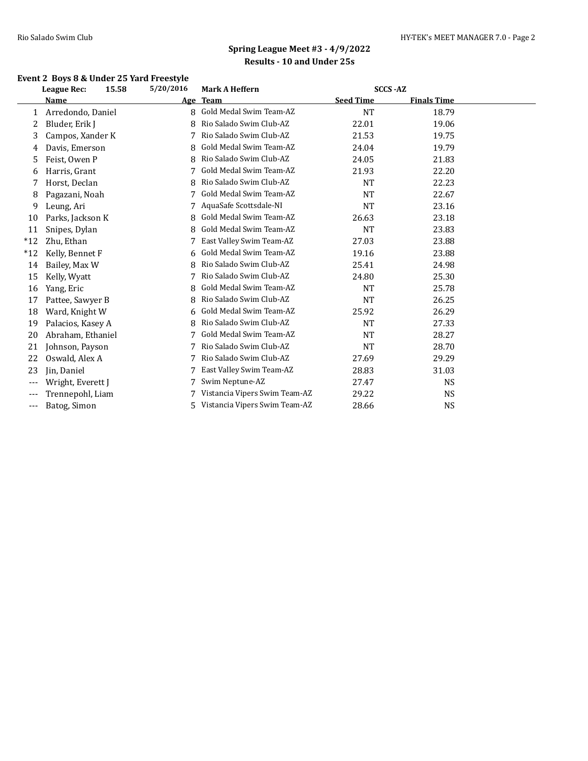## Spring League Meet #3 - 4/9/2022

### Results - 10 and Under 25s

### Event 2 Boys 8 & Under 25 Yard Freestyle

League Rec: 15.58 5/20/2016 Mark A Heffern SCCS -AZ

| | Name | Age | Team | Seed Time | Finals Time |
|---|---|---|---|---|---|
| 1 | Arredondo, Daniel | 8 | Gold Medal Swim Team-AZ | NT | 18.79 |
| 2 | Bluder, Erik J | 8 | Rio Salado Swim Club-AZ | 22.01 | 19.06 |
| 3 | Campos, Xander K | 7 | Rio Salado Swim Club-AZ | 21.53 | 19.75 |
| 4 | Davis, Emerson | 8 | Gold Medal Swim Team-AZ | 24.04 | 19.79 |
| 5 | Feist, Owen P | 8 | Rio Salado Swim Club-AZ | 24.05 | 21.83 |
| 6 | Harris, Grant | 7 | Gold Medal Swim Team-AZ | 21.93 | 22.20 |
| 7 | Horst, Declan | 8 | Rio Salado Swim Club-AZ | NT | 22.23 |
| 8 | Pagazani, Noah | 7 | Gold Medal Swim Team-AZ | NT | 22.67 |
| 9 | Leung, Ari | 7 | AquaSafe Scottsdale-NI | NT | 23.16 |
| 10 | Parks, Jackson K | 8 | Gold Medal Swim Team-AZ | 26.63 | 23.18 |
| 11 | Snipes, Dylan | 8 | Gold Medal Swim Team-AZ | NT | 23.83 |
| *12 | Zhu, Ethan | 7 | East Valley Swim Team-AZ | 27.03 | 23.88 |
| *12 | Kelly, Bennet F | 6 | Gold Medal Swim Team-AZ | 19.16 | 23.88 |
| 14 | Bailey, Max W | 8 | Rio Salado Swim Club-AZ | 25.41 | 24.98 |
| 15 | Kelly, Wyatt | 7 | Rio Salado Swim Club-AZ | 24.80 | 25.30 |
| 16 | Yang, Eric | 8 | Gold Medal Swim Team-AZ | NT | 25.78 |
| 17 | Pattee, Sawyer B | 8 | Rio Salado Swim Club-AZ | NT | 26.25 |
| 18 | Ward, Knight W | 6 | Gold Medal Swim Team-AZ | 25.92 | 26.29 |
| 19 | Palacios, Kasey A | 8 | Rio Salado Swim Club-AZ | NT | 27.33 |
| 20 | Abraham, Ethaniel | 7 | Gold Medal Swim Team-AZ | NT | 28.27 |
| 21 | Johnson, Payson | 7 | Rio Salado Swim Club-AZ | NT | 28.70 |
| 22 | Oswald, Alex A | 7 | Rio Salado Swim Club-AZ | 27.69 | 29.29 |
| 23 | Jin, Daniel | 7 | East Valley Swim Team-AZ | 28.83 | 31.03 |
| --- | Wright, Everett J | 7 | Swim Neptune-AZ | 27.47 | NS |
| --- | Trennepohl, Liam | 7 | Vistancia Vipers Swim Team-AZ | 29.22 | NS |
| --- | Batog, Simon | 5 | Vistancia Vipers Swim Team-AZ | 28.66 | NS |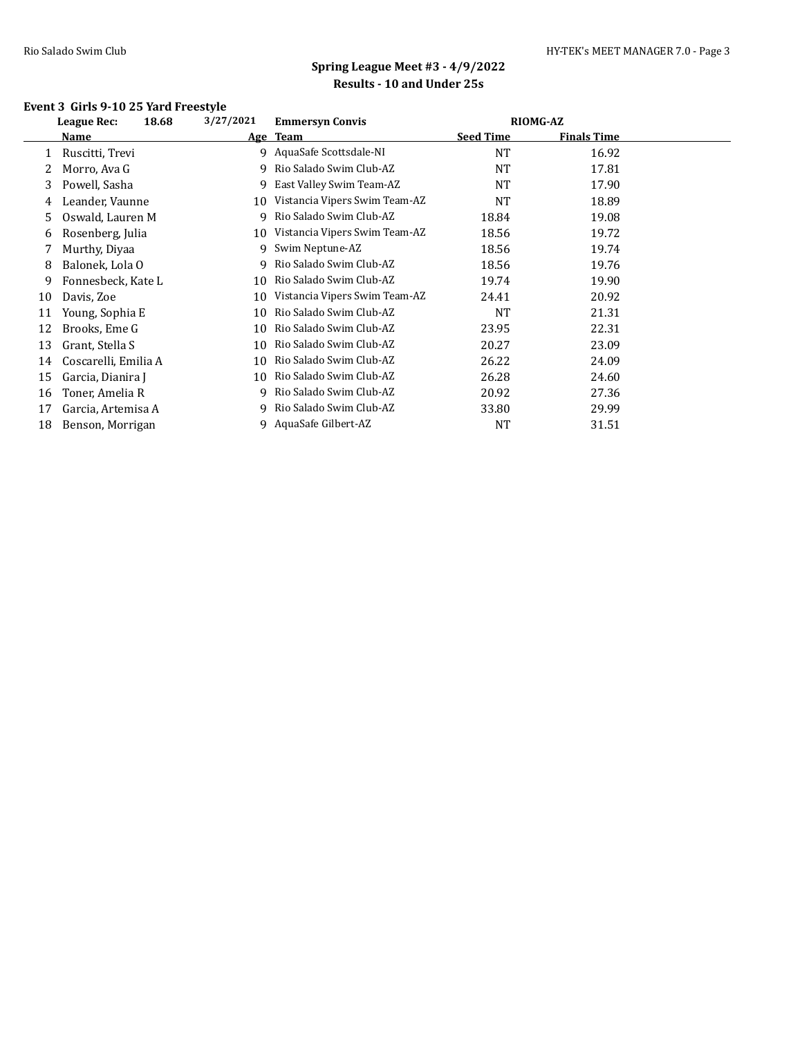## Spring League Meet #3 - 4/9/2022

### Results - 10 and Under 25s

**Event 3 Girls 9-10 25 Yard Freestyle**

| | League Rec: 18.68 | 3/27/2021 | Emmersyn Convis | RIOMG-AZ | |
|---|---|---|---|---|---|
| | **Name** | **Age** | **Team** | **Seed Time** | **Finals Time** |
| 1 | Ruscitti, Trevi | 9 | AquaSafe Scottsdale-NI | NT | 16.92 |
| 2 | Morro, Ava G | 9 | Rio Salado Swim Club-AZ | NT | 17.81 |
| 3 | Powell, Sasha | 9 | East Valley Swim Team-AZ | NT | 17.90 |
| 4 | Leander, Vaunne | 10 | Vistancia Vipers Swim Team-AZ | NT | 18.89 |
| 5 | Oswald, Lauren M | 9 | Rio Salado Swim Club-AZ | 18.84 | 19.08 |
| 6 | Rosenberg, Julia | 10 | Vistancia Vipers Swim Team-AZ | 18.56 | 19.72 |
| 7 | Murthy, Diyaa | 9 | Swim Neptune-AZ | 18.56 | 19.74 |
| 8 | Balonek, Lola O | 9 | Rio Salado Swim Club-AZ | 18.56 | 19.76 |
| 9 | Fonnesbeck, Kate L | 10 | Rio Salado Swim Club-AZ | 19.74 | 19.90 |
| 10 | Davis, Zoe | 10 | Vistancia Vipers Swim Team-AZ | 24.41 | 20.92 |
| 11 | Young, Sophia E | 10 | Rio Salado Swim Club-AZ | NT | 21.31 |
| 12 | Brooks, Eme G | 10 | Rio Salado Swim Club-AZ | 23.95 | 22.31 |
| 13 | Grant, Stella S | 10 | Rio Salado Swim Club-AZ | 20.27 | 23.09 |
| 14 | Coscarelli, Emilia A | 10 | Rio Salado Swim Club-AZ | 26.22 | 24.09 |
| 15 | Garcia, Dianira J | 10 | Rio Salado Swim Club-AZ | 26.28 | 24.60 |
| 16 | Toner, Amelia R | 9 | Rio Salado Swim Club-AZ | 20.92 | 27.36 |
| 17 | Garcia, Artemisa A | 9 | Rio Salado Swim Club-AZ | 33.80 | 29.99 |
| 18 | Benson, Morrigan | 9 | AquaSafe Gilbert-AZ | NT | 31.51 |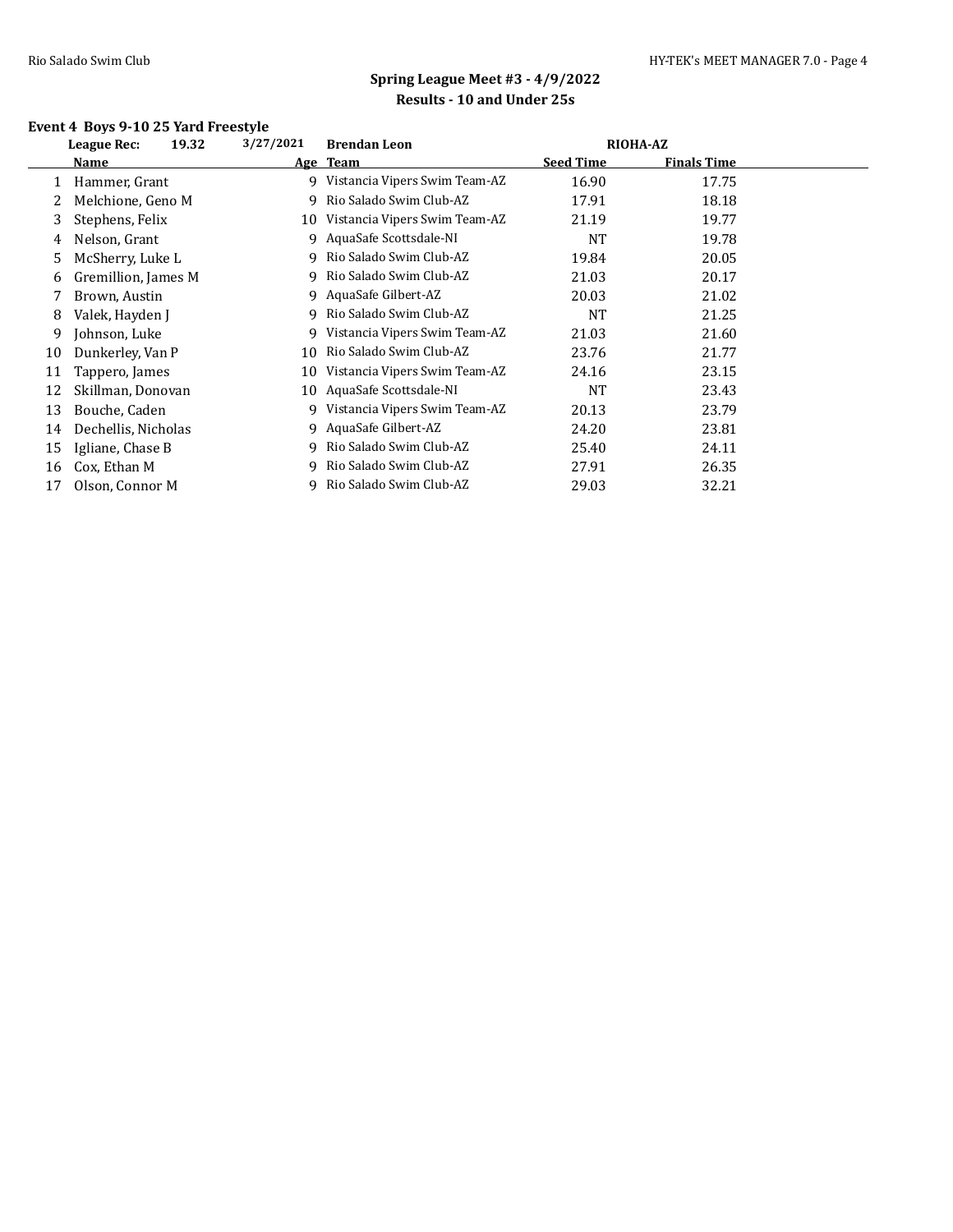## Spring League Meet #3 - 4/9/2022

### Results - 10 and Under 25s

### Event 4 Boys 9-10 25 Yard Freestyle

**League Rec:** 19.32 3/27/2021 **Brendan Leon** **RIOHA-AZ**

| | Name | Age | Team | Seed Time | Finals Time |
|---|---|---|---|---|---|
| 1 | Hammer, Grant | 9 | Vistancia Vipers Swim Team-AZ | 16.90 | 17.75 |
| 2 | Melchione, Geno M | 9 | Rio Salado Swim Club-AZ | 17.91 | 18.18 |
| 3 | Stephens, Felix | 10 | Vistancia Vipers Swim Team-AZ | 21.19 | 19.77 |
| 4 | Nelson, Grant | 9 | AquaSafe Scottsdale-NI | NT | 19.78 |
| 5 | McSherry, Luke L | 9 | Rio Salado Swim Club-AZ | 19.84 | 20.05 |
| 6 | Gremillion, James M | 9 | Rio Salado Swim Club-AZ | 21.03 | 20.17 |
| 7 | Brown, Austin | 9 | AquaSafe Gilbert-AZ | 20.03 | 21.02 |
| 8 | Valek, Hayden J | 9 | Rio Salado Swim Club-AZ | NT | 21.25 |
| 9 | Johnson, Luke | 9 | Vistancia Vipers Swim Team-AZ | 21.03 | 21.60 |
| 10 | Dunkerley, Van P | 10 | Rio Salado Swim Club-AZ | 23.76 | 21.77 |
| 11 | Tappero, James | 10 | Vistancia Vipers Swim Team-AZ | 24.16 | 23.15 |
| 12 | Skillman, Donovan | 10 | AquaSafe Scottsdale-NI | NT | 23.43 |
| 13 | Bouche, Caden | 9 | Vistancia Vipers Swim Team-AZ | 20.13 | 23.79 |
| 14 | Dechellis, Nicholas | 9 | AquaSafe Gilbert-AZ | 24.20 | 23.81 |
| 15 | Igliane, Chase B | 9 | Rio Salado Swim Club-AZ | 25.40 | 24.11 |
| 16 | Cox, Ethan M | 9 | Rio Salado Swim Club-AZ | 27.91 | 26.35 |
| 17 | Olson, Connor M | 9 | Rio Salado Swim Club-AZ | 29.03 | 32.21 |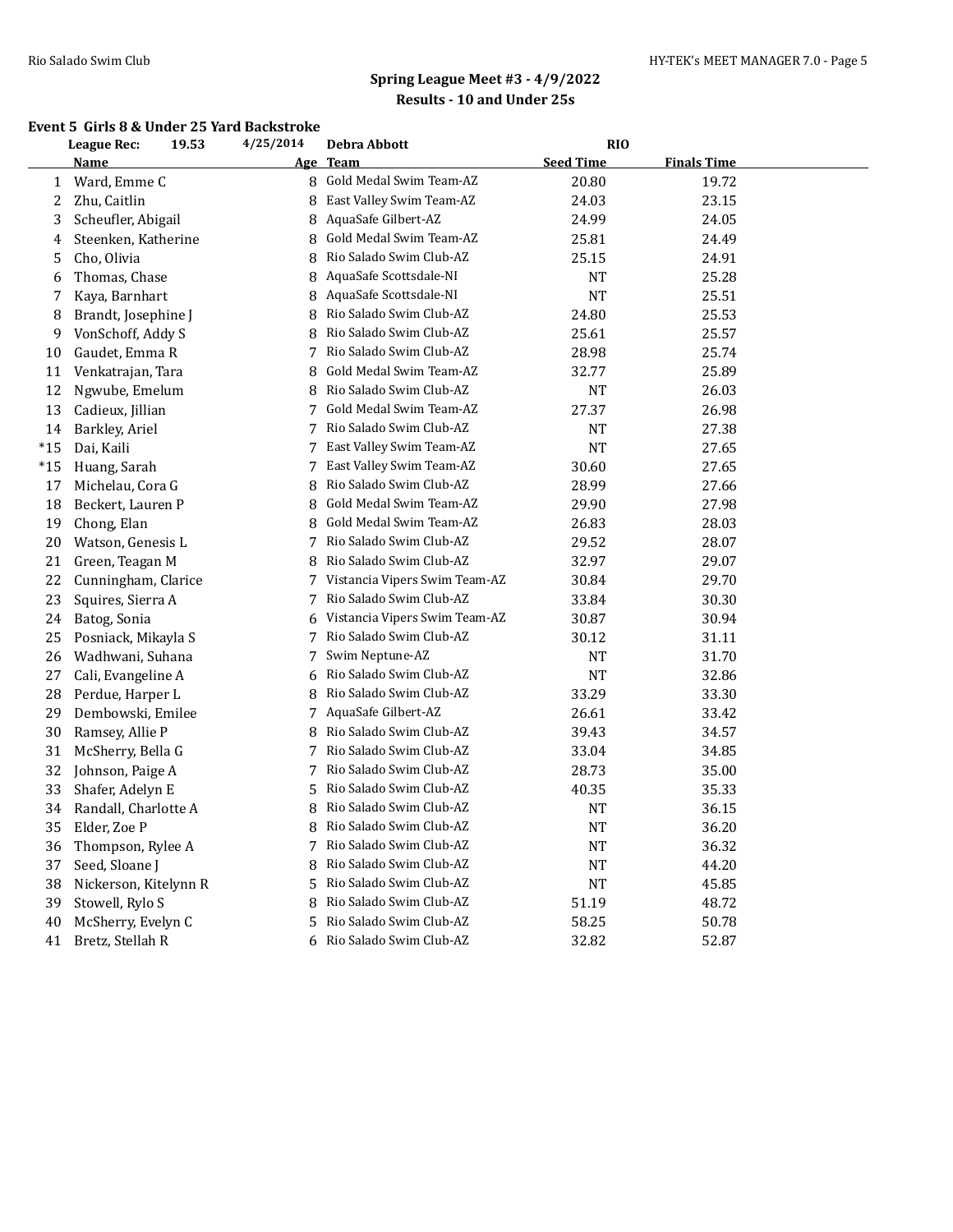## Spring League Meet #3 - 4/9/2022

### Results - 10 and Under 25s

#### Event 5 Girls 8 & Under 25 Yard Backstroke

League Rec: 19.53 4/25/2014 Debra Abbott RIO

| | Name | Age | Team | Seed Time | Finals Time |
|---|---|---|---|---|---|
| 1 | Ward, Emme C | 8 | Gold Medal Swim Team-AZ | 20.80 | 19.72 |
| 2 | Zhu, Caitlin | 8 | East Valley Swim Team-AZ | 24.03 | 23.15 |
| 3 | Scheufler, Abigail | 8 | AquaSafe Gilbert-AZ | 24.99 | 24.05 |
| 4 | Steenken, Katherine | 8 | Gold Medal Swim Team-AZ | 25.81 | 24.49 |
| 5 | Cho, Olivia | 8 | Rio Salado Swim Club-AZ | 25.15 | 24.91 |
| 6 | Thomas, Chase | 8 | AquaSafe Scottsdale-NI | NT | 25.28 |
| 7 | Kaya, Barnhart | 8 | AquaSafe Scottsdale-NI | NT | 25.51 |
| 8 | Brandt, Josephine J | 8 | Rio Salado Swim Club-AZ | 24.80 | 25.53 |
| 9 | VonSchoff, Addy S | 8 | Rio Salado Swim Club-AZ | 25.61 | 25.57 |
| 10 | Gaudet, Emma R | 7 | Rio Salado Swim Club-AZ | 28.98 | 25.74 |
| 11 | Venkatrajan, Tara | 8 | Gold Medal Swim Team-AZ | 32.77 | 25.89 |
| 12 | Ngwube, Emelum | 8 | Rio Salado Swim Club-AZ | NT | 26.03 |
| 13 | Cadieux, Jillian | 7 | Gold Medal Swim Team-AZ | 27.37 | 26.98 |
| 14 | Barkley, Ariel | 7 | Rio Salado Swim Club-AZ | NT | 27.38 |
| *15 | Dai, Kaili | 7 | East Valley Swim Team-AZ | NT | 27.65 |
| *15 | Huang, Sarah | 7 | East Valley Swim Team-AZ | 30.60 | 27.65 |
| 17 | Michelau, Cora G | 8 | Rio Salado Swim Club-AZ | 28.99 | 27.66 |
| 18 | Beckert, Lauren P | 8 | Gold Medal Swim Team-AZ | 29.90 | 27.98 |
| 19 | Chong, Elan | 8 | Gold Medal Swim Team-AZ | 26.83 | 28.03 |
| 20 | Watson, Genesis L | 7 | Rio Salado Swim Club-AZ | 29.52 | 28.07 |
| 21 | Green, Teagan M | 8 | Rio Salado Swim Club-AZ | 32.97 | 29.07 |
| 22 | Cunningham, Clarice | 7 | Vistancia Vipers Swim Team-AZ | 30.84 | 29.70 |
| 23 | Squires, Sierra A | 7 | Rio Salado Swim Club-AZ | 33.84 | 30.30 |
| 24 | Batog, Sonia | 6 | Vistancia Vipers Swim Team-AZ | 30.87 | 30.94 |
| 25 | Posniack, Mikayla S | 7 | Rio Salado Swim Club-AZ | 30.12 | 31.11 |
| 26 | Wadhwani, Suhana | 7 | Swim Neptune-AZ | NT | 31.70 |
| 27 | Cali, Evangeline A | 6 | Rio Salado Swim Club-AZ | NT | 32.86 |
| 28 | Perdue, Harper L | 8 | Rio Salado Swim Club-AZ | 33.29 | 33.30 |
| 29 | Dembowski, Emilee | 7 | AquaSafe Gilbert-AZ | 26.61 | 33.42 |
| 30 | Ramsey, Allie P | 8 | Rio Salado Swim Club-AZ | 39.43 | 34.57 |
| 31 | McSherry, Bella G | 7 | Rio Salado Swim Club-AZ | 33.04 | 34.85 |
| 32 | Johnson, Paige A | 7 | Rio Salado Swim Club-AZ | 28.73 | 35.00 |
| 33 | Shafer, Adelyn E | 5 | Rio Salado Swim Club-AZ | 40.35 | 35.33 |
| 34 | Randall, Charlotte A | 8 | Rio Salado Swim Club-AZ | NT | 36.15 |
| 35 | Elder, Zoe P | 8 | Rio Salado Swim Club-AZ | NT | 36.20 |
| 36 | Thompson, Rylee A | 7 | Rio Salado Swim Club-AZ | NT | 36.32 |
| 37 | Seed, Sloane J | 8 | Rio Salado Swim Club-AZ | NT | 44.20 |
| 38 | Nickerson, Kitelynn R | 5 | Rio Salado Swim Club-AZ | NT | 45.85 |
| 39 | Stowell, Rylo S | 8 | Rio Salado Swim Club-AZ | 51.19 | 48.72 |
| 40 | McSherry, Evelyn C | 5 | Rio Salado Swim Club-AZ | 58.25 | 50.78 |
| 41 | Bretz, Stellah R | 6 | Rio Salado Swim Club-AZ | 32.82 | 52.87 |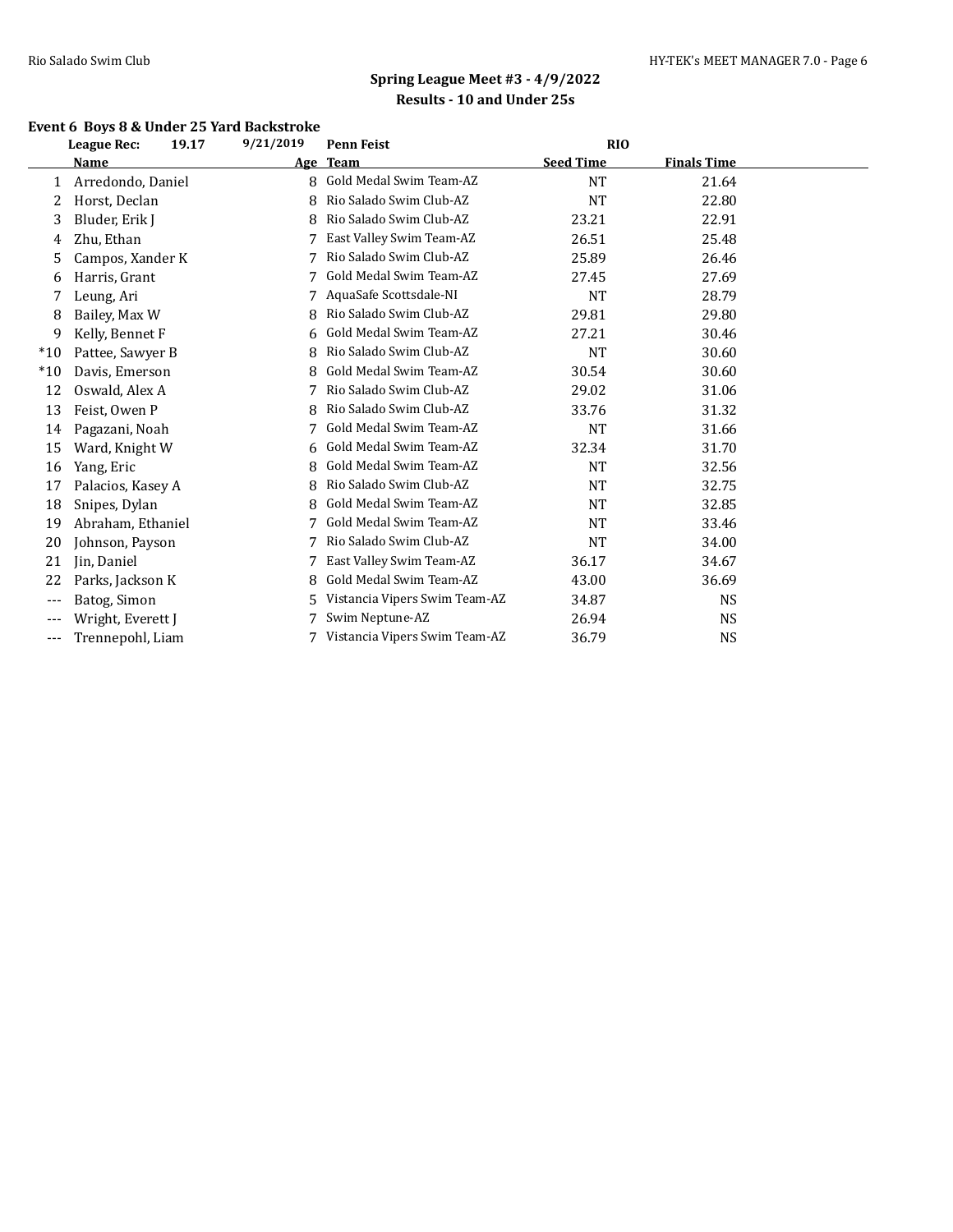## Spring League Meet #3 - 4/9/2022

### Results - 10 and Under 25s

#### Event 6 Boys 8 & Under 25 Yard Backstroke

League Rec: 19.17 9/21/2019 Penn Feist RIO

| | Name | Age | Team | Seed Time | Finals Time |
|---|---|---|---|---|---|
| 1 | Arredondo, Daniel | 8 | Gold Medal Swim Team-AZ | NT | 21.64 |
| 2 | Horst, Declan | 8 | Rio Salado Swim Club-AZ | NT | 22.80 |
| 3 | Bluder, Erik J | 8 | Rio Salado Swim Club-AZ | 23.21 | 22.91 |
| 4 | Zhu, Ethan | 7 | East Valley Swim Team-AZ | 26.51 | 25.48 |
| 5 | Campos, Xander K | 7 | Rio Salado Swim Club-AZ | 25.89 | 26.46 |
| 6 | Harris, Grant | 7 | Gold Medal Swim Team-AZ | 27.45 | 27.69 |
| 7 | Leung, Ari | 7 | AquaSafe Scottsdale-NI | NT | 28.79 |
| 8 | Bailey, Max W | 8 | Rio Salado Swim Club-AZ | 29.81 | 29.80 |
| 9 | Kelly, Bennet F | 6 | Gold Medal Swim Team-AZ | 27.21 | 30.46 |
| *10 | Pattee, Sawyer B | 8 | Rio Salado Swim Club-AZ | NT | 30.60 |
| *10 | Davis, Emerson | 8 | Gold Medal Swim Team-AZ | 30.54 | 30.60 |
| 12 | Oswald, Alex A | 7 | Rio Salado Swim Club-AZ | 29.02 | 31.06 |
| 13 | Feist, Owen P | 8 | Rio Salado Swim Club-AZ | 33.76 | 31.32 |
| 14 | Pagazani, Noah | 7 | Gold Medal Swim Team-AZ | NT | 31.66 |
| 15 | Ward, Knight W | 6 | Gold Medal Swim Team-AZ | 32.34 | 31.70 |
| 16 | Yang, Eric | 8 | Gold Medal Swim Team-AZ | NT | 32.56 |
| 17 | Palacios, Kasey A | 8 | Rio Salado Swim Club-AZ | NT | 32.75 |
| 18 | Snipes, Dylan | 8 | Gold Medal Swim Team-AZ | NT | 32.85 |
| 19 | Abraham, Ethaniel | 7 | Gold Medal Swim Team-AZ | NT | 33.46 |
| 20 | Johnson, Payson | 7 | Rio Salado Swim Club-AZ | NT | 34.00 |
| 21 | Jin, Daniel | 7 | East Valley Swim Team-AZ | 36.17 | 34.67 |
| 22 | Parks, Jackson K | 8 | Gold Medal Swim Team-AZ | 43.00 | 36.69 |
| --- | Batog, Simon | 5 | Vistancia Vipers Swim Team-AZ | 34.87 | NS |
| --- | Wright, Everett J | 7 | Swim Neptune-AZ | 26.94 | NS |
| --- | Trennepohl, Liam | 7 | Vistancia Vipers Swim Team-AZ | 36.79 | NS |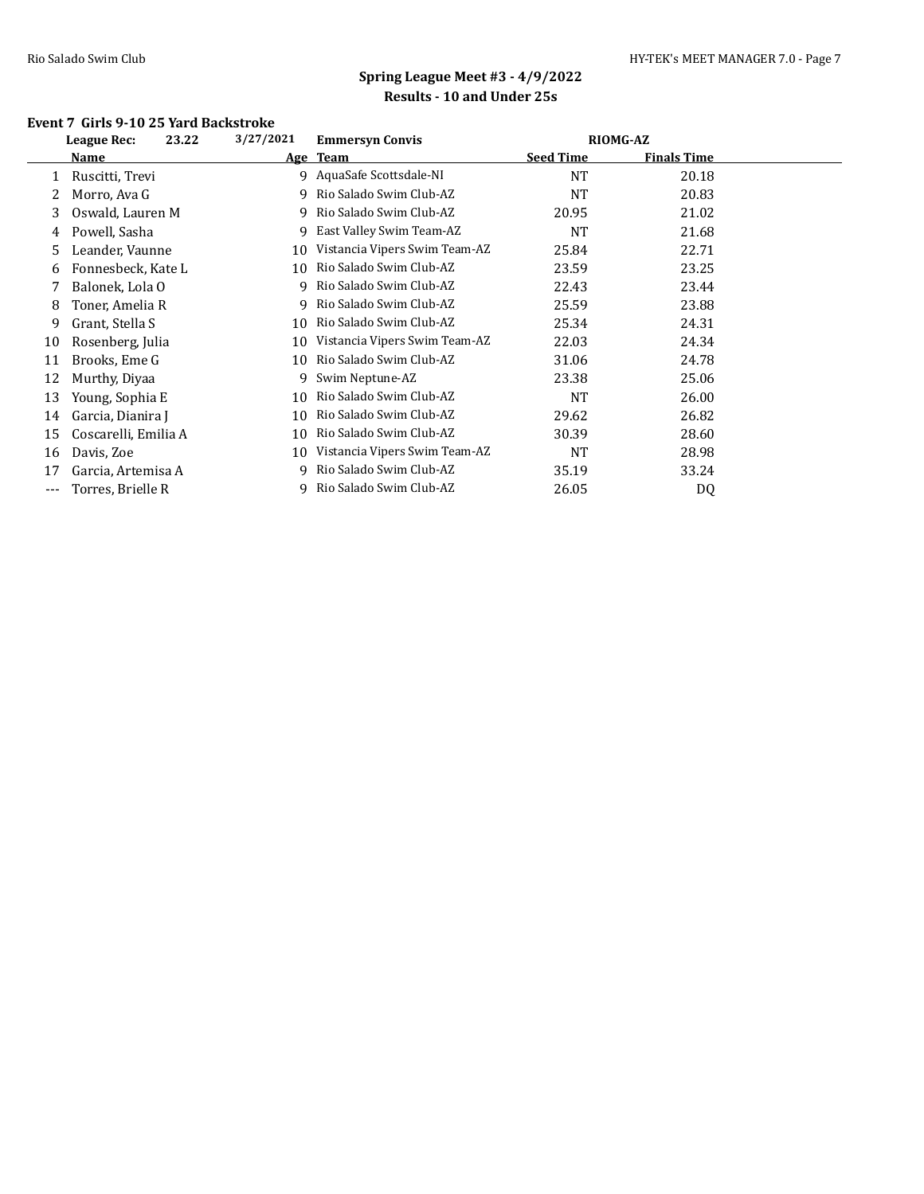## Spring League Meet #3 - 4/9/2022

### Results - 10 and Under 25s

### Event 7 Girls 9-10 25 Yard Backstroke

**League Rec:** 23.22 3/27/2021 **Emmersyn Convis** RIOMG-AZ

| | Name | Age | Team | Seed Time | Finals Time |
|---|---|---|---|---|---|
| 1 | Ruscitti, Trevi | 9 | AquaSafe Scottsdale-NI | NT | 20.18 |
| 2 | Morro, Ava G | 9 | Rio Salado Swim Club-AZ | NT | 20.83 |
| 3 | Oswald, Lauren M | 9 | Rio Salado Swim Club-AZ | 20.95 | 21.02 |
| 4 | Powell, Sasha | 9 | East Valley Swim Team-AZ | NT | 21.68 |
| 5 | Leander, Vaunne | 10 | Vistancia Vipers Swim Team-AZ | 25.84 | 22.71 |
| 6 | Fonnesbeck, Kate L | 10 | Rio Salado Swim Club-AZ | 23.59 | 23.25 |
| 7 | Balonek, Lola O | 9 | Rio Salado Swim Club-AZ | 22.43 | 23.44 |
| 8 | Toner, Amelia R | 9 | Rio Salado Swim Club-AZ | 25.59 | 23.88 |
| 9 | Grant, Stella S | 10 | Rio Salado Swim Club-AZ | 25.34 | 24.31 |
| 10 | Rosenberg, Julia | 10 | Vistancia Vipers Swim Team-AZ | 22.03 | 24.34 |
| 11 | Brooks, Eme G | 10 | Rio Salado Swim Club-AZ | 31.06 | 24.78 |
| 12 | Murthy, Diyaa | 9 | Swim Neptune-AZ | 23.38 | 25.06 |
| 13 | Young, Sophia E | 10 | Rio Salado Swim Club-AZ | NT | 26.00 |
| 14 | Garcia, Dianira J | 10 | Rio Salado Swim Club-AZ | 29.62 | 26.82 |
| 15 | Coscarelli, Emilia A | 10 | Rio Salado Swim Club-AZ | 30.39 | 28.60 |
| 16 | Davis, Zoe | 10 | Vistancia Vipers Swim Team-AZ | NT | 28.98 |
| 17 | Garcia, Artemisa A | 9 | Rio Salado Swim Club-AZ | 35.19 | 33.24 |
| --- | Torres, Brielle R | 9 | Rio Salado Swim Club-AZ | 26.05 | DQ |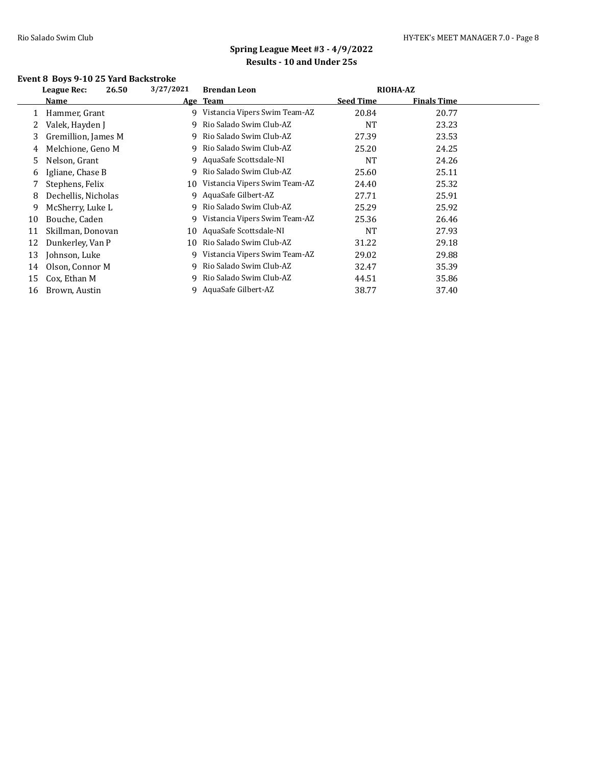## Spring League Meet #3 - 4/9/2022

### Results - 10 and Under 25s

#### Event 8 Boys 9-10 25 Yard Backstroke

**League Rec:** 26.50 3/27/2021 **Brendan Leon** **RIOHA-AZ**

| | Name | Age | Team | Seed Time | Finals Time |
|---|---|---|---|---|---|
| 1 | Hammer, Grant | 9 | Vistancia Vipers Swim Team-AZ | 20.84 | 20.77 |
| 2 | Valek, Hayden J | 9 | Rio Salado Swim Club-AZ | NT | 23.23 |
| 3 | Gremillion, James M | 9 | Rio Salado Swim Club-AZ | 27.39 | 23.53 |
| 4 | Melchione, Geno M | 9 | Rio Salado Swim Club-AZ | 25.20 | 24.25 |
| 5 | Nelson, Grant | 9 | AquaSafe Scottsdale-NI | NT | 24.26 |
| 6 | Igliane, Chase B | 9 | Rio Salado Swim Club-AZ | 25.60 | 25.11 |
| 7 | Stephens, Felix | 10 | Vistancia Vipers Swim Team-AZ | 24.40 | 25.32 |
| 8 | Dechellis, Nicholas | 9 | AquaSafe Gilbert-AZ | 27.71 | 25.91 |
| 9 | McSherry, Luke L | 9 | Rio Salado Swim Club-AZ | 25.29 | 25.92 |
| 10 | Bouche, Caden | 9 | Vistancia Vipers Swim Team-AZ | 25.36 | 26.46 |
| 11 | Skillman, Donovan | 10 | AquaSafe Scottsdale-NI | NT | 27.93 |
| 12 | Dunkerley, Van P | 10 | Rio Salado Swim Club-AZ | 31.22 | 29.18 |
| 13 | Johnson, Luke | 9 | Vistancia Vipers Swim Team-AZ | 29.02 | 29.88 |
| 14 | Olson, Connor M | 9 | Rio Salado Swim Club-AZ | 32.47 | 35.39 |
| 15 | Cox, Ethan M | 9 | Rio Salado Swim Club-AZ | 44.51 | 35.86 |
| 16 | Brown, Austin | 9 | AquaSafe Gilbert-AZ | 38.77 | 37.40 |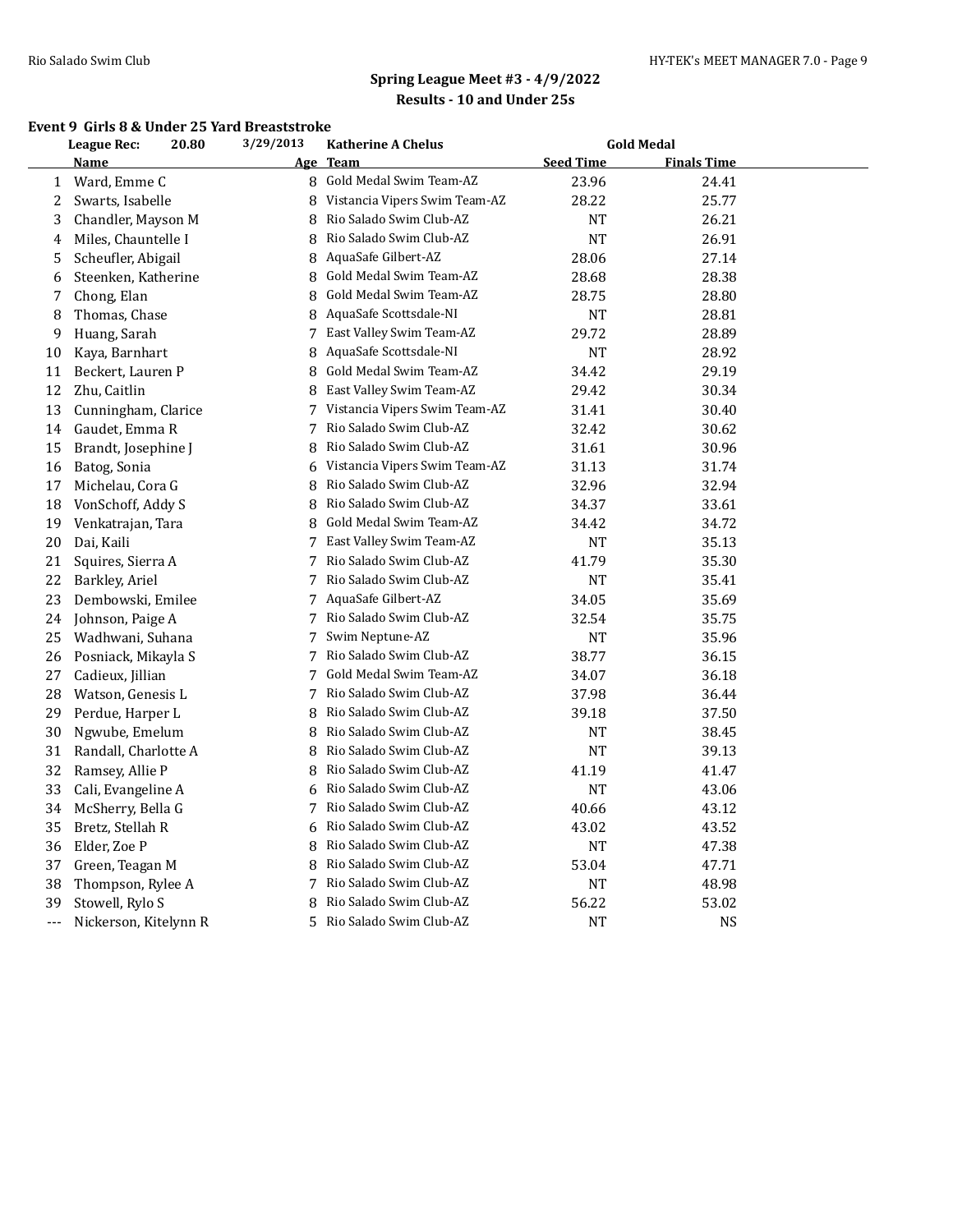## Spring League Meet #3 - 4/9/2022
## Results - 10 and Under 25s

### Event 9 Girls 8 & Under 25 Yard Breaststroke

League Rec: 20.80 3/29/2013 Katherine A Chelus Gold Medal

| | Name | Age | Team | Seed Time | Finals Time |
|---|---|---|---|---|---|
| 1 | Ward, Emme C | 8 | Gold Medal Swim Team-AZ | 23.96 | 24.41 |
| 2 | Swarts, Isabelle | 8 | Vistancia Vipers Swim Team-AZ | 28.22 | 25.77 |
| 3 | Chandler, Mayson M | 8 | Rio Salado Swim Club-AZ | NT | 26.21 |
| 4 | Miles, Chauntelle I | 8 | Rio Salado Swim Club-AZ | NT | 26.91 |
| 5 | Scheufler, Abigail | 8 | AquaSafe Gilbert-AZ | 28.06 | 27.14 |
| 6 | Steenken, Katherine | 8 | Gold Medal Swim Team-AZ | 28.68 | 28.38 |
| 7 | Chong, Elan | 8 | Gold Medal Swim Team-AZ | 28.75 | 28.80 |
| 8 | Thomas, Chase | 8 | AquaSafe Scottsdale-NI | NT | 28.81 |
| 9 | Huang, Sarah | 7 | East Valley Swim Team-AZ | 29.72 | 28.89 |
| 10 | Kaya, Barnhart | 8 | AquaSafe Scottsdale-NI | NT | 28.92 |
| 11 | Beckert, Lauren P | 8 | Gold Medal Swim Team-AZ | 34.42 | 29.19 |
| 12 | Zhu, Caitlin | 8 | East Valley Swim Team-AZ | 29.42 | 30.34 |
| 13 | Cunningham, Clarice | 7 | Vistancia Vipers Swim Team-AZ | 31.41 | 30.40 |
| 14 | Gaudet, Emma R | 7 | Rio Salado Swim Club-AZ | 32.42 | 30.62 |
| 15 | Brandt, Josephine J | 8 | Rio Salado Swim Club-AZ | 31.61 | 30.96 |
| 16 | Batog, Sonia | 6 | Vistancia Vipers Swim Team-AZ | 31.13 | 31.74 |
| 17 | Michelau, Cora G | 8 | Rio Salado Swim Club-AZ | 32.96 | 32.94 |
| 18 | VonSchoff, Addy S | 8 | Rio Salado Swim Club-AZ | 34.37 | 33.61 |
| 19 | Venkatrajan, Tara | 8 | Gold Medal Swim Team-AZ | 34.42 | 34.72 |
| 20 | Dai, Kaili | 7 | East Valley Swim Team-AZ | NT | 35.13 |
| 21 | Squires, Sierra A | 7 | Rio Salado Swim Club-AZ | 41.79 | 35.30 |
| 22 | Barkley, Ariel | 7 | Rio Salado Swim Club-AZ | NT | 35.41 |
| 23 | Dembowski, Emilee | 7 | AquaSafe Gilbert-AZ | 34.05 | 35.69 |
| 24 | Johnson, Paige A | 7 | Rio Salado Swim Club-AZ | 32.54 | 35.75 |
| 25 | Wadhwani, Suhana | 7 | Swim Neptune-AZ | NT | 35.96 |
| 26 | Posniack, Mikayla S | 7 | Rio Salado Swim Club-AZ | 38.77 | 36.15 |
| 27 | Cadieux, Jillian | 7 | Gold Medal Swim Team-AZ | 34.07 | 36.18 |
| 28 | Watson, Genesis L | 7 | Rio Salado Swim Club-AZ | 37.98 | 36.44 |
| 29 | Perdue, Harper L | 8 | Rio Salado Swim Club-AZ | 39.18 | 37.50 |
| 30 | Ngwube, Emelum | 8 | Rio Salado Swim Club-AZ | NT | 38.45 |
| 31 | Randall, Charlotte A | 8 | Rio Salado Swim Club-AZ | NT | 39.13 |
| 32 | Ramsey, Allie P | 8 | Rio Salado Swim Club-AZ | 41.19 | 41.47 |
| 33 | Cali, Evangeline A | 6 | Rio Salado Swim Club-AZ | NT | 43.06 |
| 34 | McSherry, Bella G | 7 | Rio Salado Swim Club-AZ | 40.66 | 43.12 |
| 35 | Bretz, Stellah R | 6 | Rio Salado Swim Club-AZ | 43.02 | 43.52 |
| 36 | Elder, Zoe P | 8 | Rio Salado Swim Club-AZ | NT | 47.38 |
| 37 | Green, Teagan M | 8 | Rio Salado Swim Club-AZ | 53.04 | 47.71 |
| 38 | Thompson, Rylee A | 7 | Rio Salado Swim Club-AZ | NT | 48.98 |
| 39 | Stowell, Rylo S | 8 | Rio Salado Swim Club-AZ | 56.22 | 53.02 |
| --- | Nickerson, Kitelynn R | 5 | Rio Salado Swim Club-AZ | NT | NS |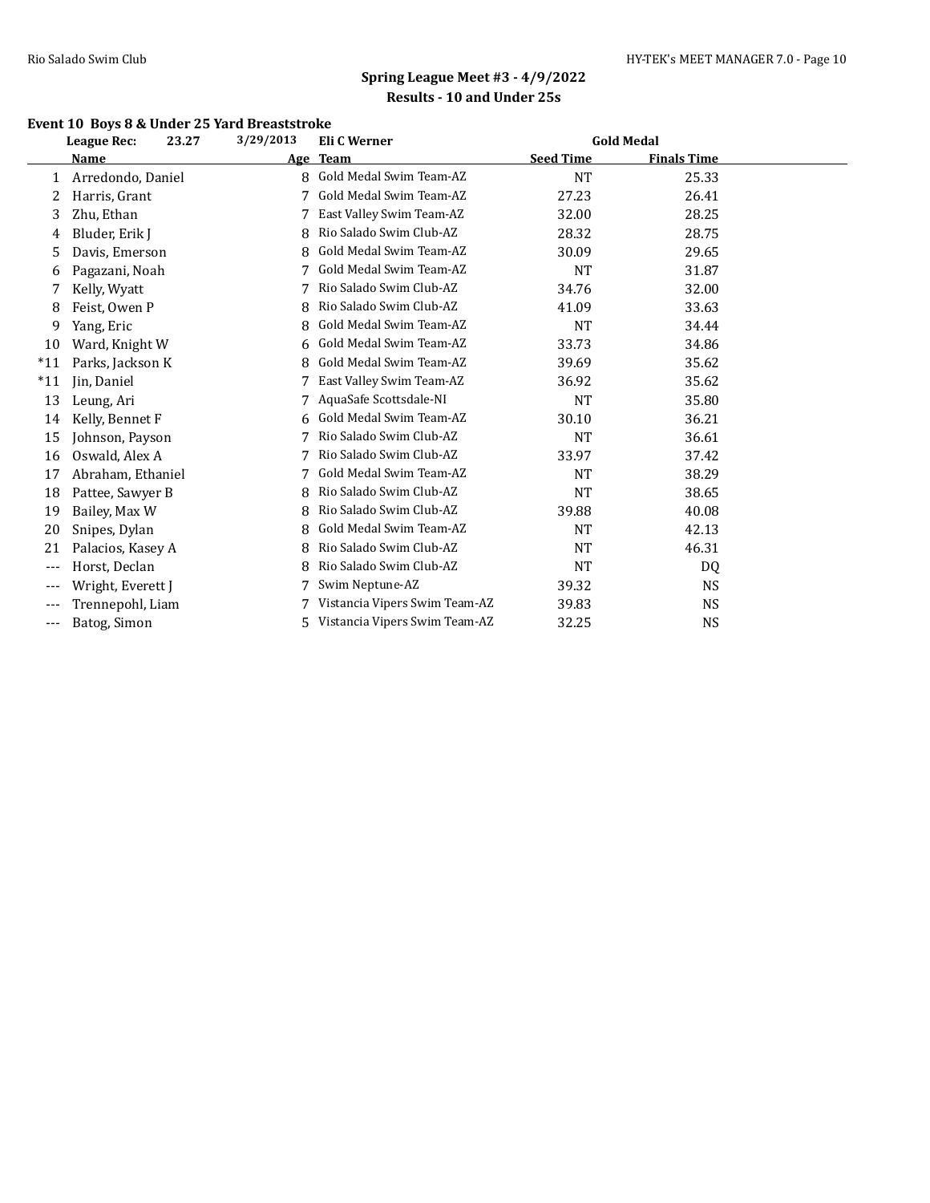## Spring League Meet #3 - 4/9/2022

### Results - 10 and Under 25s

### Event 10 Boys 8 & Under 25 Yard Breaststroke

| | League Rec: | 23.27 | 3/29/2013 | Eli C Werner | Gold Medal |
|---|---|---|---|---|---|
| | **Name** | **Age** | **Team** | **Seed Time** | **Finals Time** |
| 1 | Arredondo, Daniel | 8 | Gold Medal Swim Team-AZ | NT | 25.33 |
| 2 | Harris, Grant | 7 | Gold Medal Swim Team-AZ | 27.23 | 26.41 |
| 3 | Zhu, Ethan | 7 | East Valley Swim Team-AZ | 32.00 | 28.25 |
| 4 | Bluder, Erik J | 8 | Rio Salado Swim Club-AZ | 28.32 | 28.75 |
| 5 | Davis, Emerson | 8 | Gold Medal Swim Team-AZ | 30.09 | 29.65 |
| 6 | Pagazani, Noah | 7 | Gold Medal Swim Team-AZ | NT | 31.87 |
| 7 | Kelly, Wyatt | 7 | Rio Salado Swim Club-AZ | 34.76 | 32.00 |
| 8 | Feist, Owen P | 8 | Rio Salado Swim Club-AZ | 41.09 | 33.63 |
| 9 | Yang, Eric | 8 | Gold Medal Swim Team-AZ | NT | 34.44 |
| 10 | Ward, Knight W | 6 | Gold Medal Swim Team-AZ | 33.73 | 34.86 |
| *11 | Parks, Jackson K | 8 | Gold Medal Swim Team-AZ | 39.69 | 35.62 |
| *11 | Jin, Daniel | 7 | East Valley Swim Team-AZ | 36.92 | 35.62 |
| 13 | Leung, Ari | 7 | AquaSafe Scottsdale-NI | NT | 35.80 |
| 14 | Kelly, Bennet F | 6 | Gold Medal Swim Team-AZ | 30.10 | 36.21 |
| 15 | Johnson, Payson | 7 | Rio Salado Swim Club-AZ | NT | 36.61 |
| 16 | Oswald, Alex A | 7 | Rio Salado Swim Club-AZ | 33.97 | 37.42 |
| 17 | Abraham, Ethaniel | 7 | Gold Medal Swim Team-AZ | NT | 38.29 |
| 18 | Pattee, Sawyer B | 8 | Rio Salado Swim Club-AZ | NT | 38.65 |
| 19 | Bailey, Max W | 8 | Rio Salado Swim Club-AZ | 39.88 | 40.08 |
| 20 | Snipes, Dylan | 8 | Gold Medal Swim Team-AZ | NT | 42.13 |
| 21 | Palacios, Kasey A | 8 | Rio Salado Swim Club-AZ | NT | 46.31 |
| --- | Horst, Declan | 8 | Rio Salado Swim Club-AZ | NT | DQ |
| --- | Wright, Everett J | 7 | Swim Neptune-AZ | 39.32 | NS |
| --- | Trennepohl, Liam | 7 | Vistancia Vipers Swim Team-AZ | 39.83 | NS |
| --- | Batog, Simon | 5 | Vistancia Vipers Swim Team-AZ | 32.25 | NS |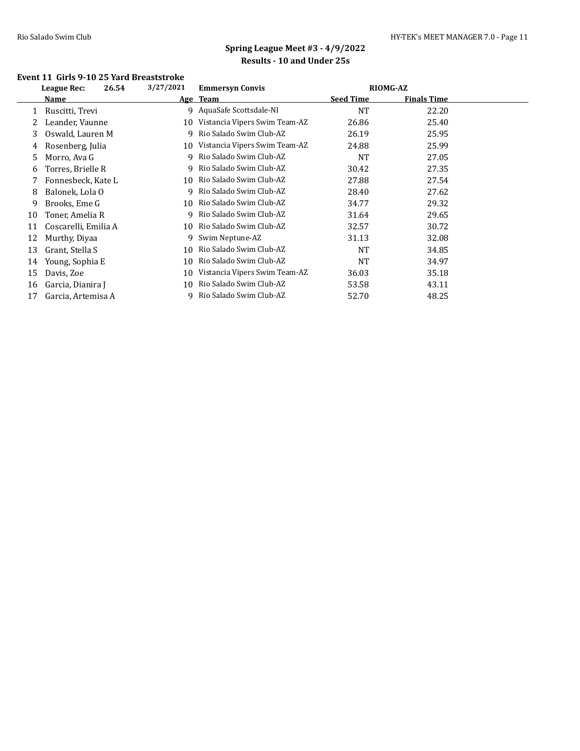## Spring League Meet #3 - 4/9/2022

### Results - 10 and Under 25s

**Event 11 Girls 9-10 25 Yard Breaststroke**

| League Rec: | 26.54 | 3/27/2021 | Emmersyn Convis | RIOMG-AZ | |
|---|---|---|---|---|---|
| | **Name** | **Age** | **Team** | **Seed Time** | **Finals Time** |
| 1 | Ruscitti, Trevi | 9 | AquaSafe Scottsdale-NI | NT | 22.20 |
| 2 | Leander, Vaunne | 10 | Vistancia Vipers Swim Team-AZ | 26.86 | 25.40 |
| 3 | Oswald, Lauren M | 9 | Rio Salado Swim Club-AZ | 26.19 | 25.95 |
| 4 | Rosenberg, Julia | 10 | Vistancia Vipers Swim Team-AZ | 24.88 | 25.99 |
| 5 | Morro, Ava G | 9 | Rio Salado Swim Club-AZ | NT | 27.05 |
| 6 | Torres, Brielle R | 9 | Rio Salado Swim Club-AZ | 30.42 | 27.35 |
| 7 | Fonnesbeck, Kate L | 10 | Rio Salado Swim Club-AZ | 27.88 | 27.54 |
| 8 | Balonek, Lola O | 9 | Rio Salado Swim Club-AZ | 28.40 | 27.62 |
| 9 | Brooks, Eme G | 10 | Rio Salado Swim Club-AZ | 34.77 | 29.32 |
| 10 | Toner, Amelia R | 9 | Rio Salado Swim Club-AZ | 31.64 | 29.65 |
| 11 | Coscarelli, Emilia A | 10 | Rio Salado Swim Club-AZ | 32.57 | 30.72 |
| 12 | Murthy, Diyaa | 9 | Swim Neptune-AZ | 31.13 | 32.08 |
| 13 | Grant, Stella S | 10 | Rio Salado Swim Club-AZ | NT | 34.85 |
| 14 | Young, Sophia E | 10 | Rio Salado Swim Club-AZ | NT | 34.97 |
| 15 | Davis, Zoe | 10 | Vistancia Vipers Swim Team-AZ | 36.03 | 35.18 |
| 16 | Garcia, Dianira J | 10 | Rio Salado Swim Club-AZ | 53.58 | 43.11 |
| 17 | Garcia, Artemisa A | 9 | Rio Salado Swim Club-AZ | 52.70 | 48.25 |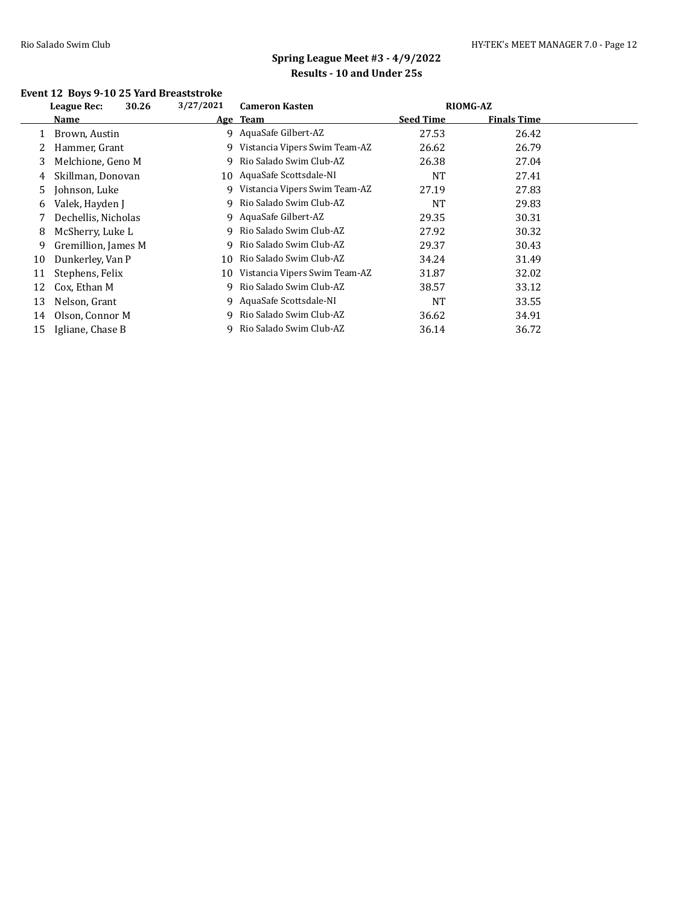## Spring League Meet #3 - 4/9/2022

### Results - 10 and Under 25s

**Event 12 Boys 9-10 25 Yard Breaststroke**

| | Name | Age | Team | Seed Time | Finals Time |
|---|---|---|---|---|---|
| | **League Rec: 30.26** | **3/27/2021** | **Cameron Kasten** | **RIOMG-AZ** | |
| 1 | Brown, Austin | 9 | AquaSafe Gilbert-AZ | 27.53 | 26.42 |
| 2 | Hammer, Grant | 9 | Vistancia Vipers Swim Team-AZ | 26.62 | 26.79 |
| 3 | Melchione, Geno M | 9 | Rio Salado Swim Club-AZ | 26.38 | 27.04 |
| 4 | Skillman, Donovan | 10 | AquaSafe Scottsdale-NI | NT | 27.41 |
| 5 | Johnson, Luke | 9 | Vistancia Vipers Swim Team-AZ | 27.19 | 27.83 |
| 6 | Valek, Hayden J | 9 | Rio Salado Swim Club-AZ | NT | 29.83 |
| 7 | Dechellis, Nicholas | 9 | AquaSafe Gilbert-AZ | 29.35 | 30.31 |
| 8 | McSherry, Luke L | 9 | Rio Salado Swim Club-AZ | 27.92 | 30.32 |
| 9 | Gremillion, James M | 9 | Rio Salado Swim Club-AZ | 29.37 | 30.43 |
| 10 | Dunkerley, Van P | 10 | Rio Salado Swim Club-AZ | 34.24 | 31.49 |
| 11 | Stephens, Felix | 10 | Vistancia Vipers Swim Team-AZ | 31.87 | 32.02 |
| 12 | Cox, Ethan M | 9 | Rio Salado Swim Club-AZ | 38.57 | 33.12 |
| 13 | Nelson, Grant | 9 | AquaSafe Scottsdale-NI | NT | 33.55 |
| 14 | Olson, Connor M | 9 | Rio Salado Swim Club-AZ | 36.62 | 34.91 |
| 15 | Igliane, Chase B | 9 | Rio Salado Swim Club-AZ | 36.14 | 36.72 |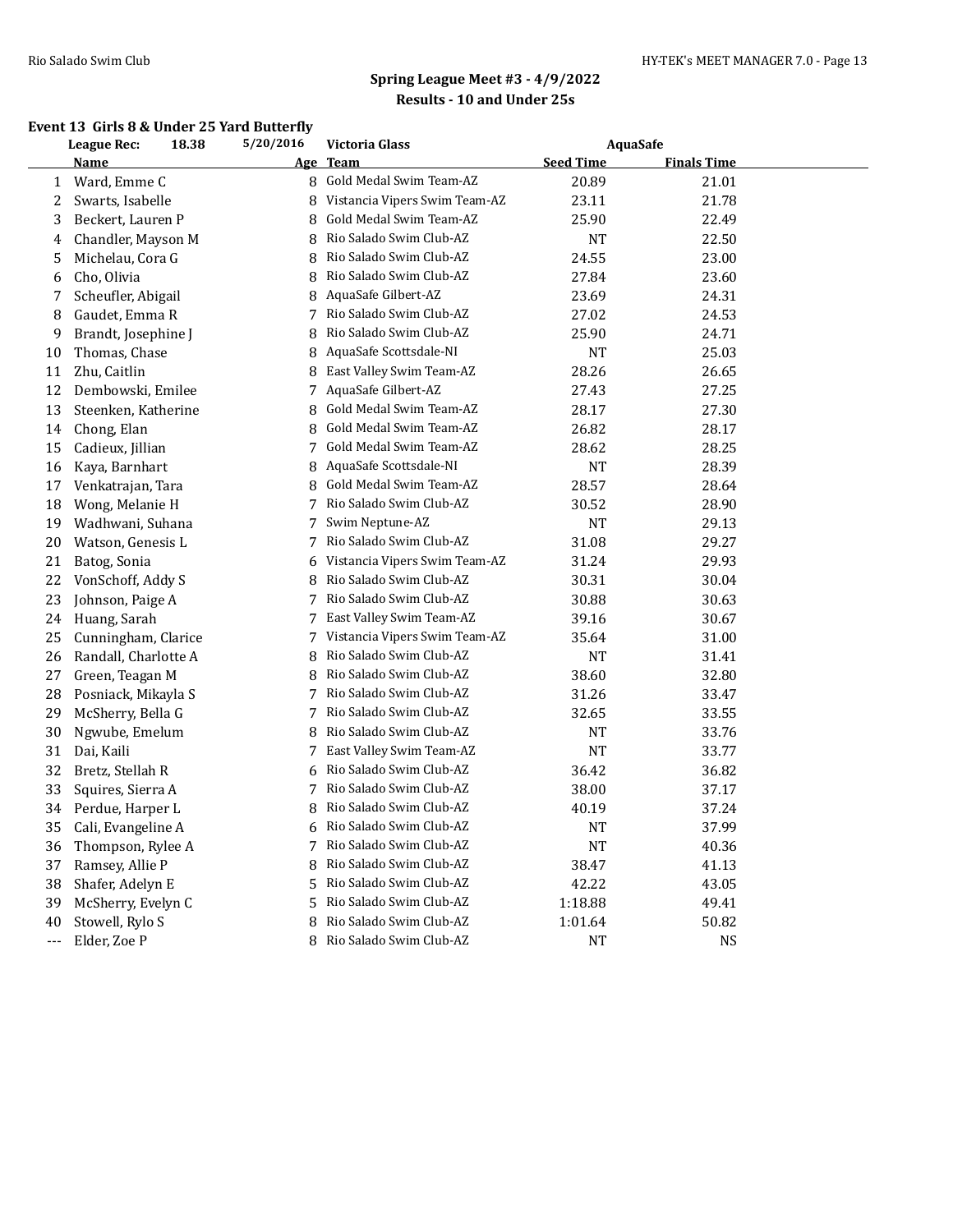## Spring League Meet #3 - 4/9/2022
### Results - 10 and Under 25s

**Event 13 Girls 8 & Under 25 Yard Butterfly**

League Rec: 18.38 5/20/2016 Victoria Glass AquaSafe

| | Name | Age | Team | Seed Time | Finals Time |
|---|---|---|---|---|---|
| 1 | Ward, Emme C | 8 | Gold Medal Swim Team-AZ | 20.89 | 21.01 |
| 2 | Swarts, Isabelle | 8 | Vistancia Vipers Swim Team-AZ | 23.11 | 21.78 |
| 3 | Beckert, Lauren P | 8 | Gold Medal Swim Team-AZ | 25.90 | 22.49 |
| 4 | Chandler, Mayson M | 8 | Rio Salado Swim Club-AZ | NT | 22.50 |
| 5 | Michelau, Cora G | 8 | Rio Salado Swim Club-AZ | 24.55 | 23.00 |
| 6 | Cho, Olivia | 8 | Rio Salado Swim Club-AZ | 27.84 | 23.60 |
| 7 | Scheufler, Abigail | 8 | AquaSafe Gilbert-AZ | 23.69 | 24.31 |
| 8 | Gaudet, Emma R | 7 | Rio Salado Swim Club-AZ | 27.02 | 24.53 |
| 9 | Brandt, Josephine J | 8 | Rio Salado Swim Club-AZ | 25.90 | 24.71 |
| 10 | Thomas, Chase | 8 | AquaSafe Scottsdale-NI | NT | 25.03 |
| 11 | Zhu, Caitlin | 8 | East Valley Swim Team-AZ | 28.26 | 26.65 |
| 12 | Dembowski, Emilee | 7 | AquaSafe Gilbert-AZ | 27.43 | 27.25 |
| 13 | Steenken, Katherine | 8 | Gold Medal Swim Team-AZ | 28.17 | 27.30 |
| 14 | Chong, Elan | 8 | Gold Medal Swim Team-AZ | 26.82 | 28.17 |
| 15 | Cadieux, Jillian | 7 | Gold Medal Swim Team-AZ | 28.62 | 28.25 |
| 16 | Kaya, Barnhart | 8 | AquaSafe Scottsdale-NI | NT | 28.39 |
| 17 | Venkatrajan, Tara | 8 | Gold Medal Swim Team-AZ | 28.57 | 28.64 |
| 18 | Wong, Melanie H | 7 | Rio Salado Swim Club-AZ | 30.52 | 28.90 |
| 19 | Wadhwani, Suhana | 7 | Swim Neptune-AZ | NT | 29.13 |
| 20 | Watson, Genesis L | 7 | Rio Salado Swim Club-AZ | 31.08 | 29.27 |
| 21 | Batog, Sonia | 6 | Vistancia Vipers Swim Team-AZ | 31.24 | 29.93 |
| 22 | VonSchoff, Addy S | 8 | Rio Salado Swim Club-AZ | 30.31 | 30.04 |
| 23 | Johnson, Paige A | 7 | Rio Salado Swim Club-AZ | 30.88 | 30.63 |
| 24 | Huang, Sarah | 7 | East Valley Swim Team-AZ | 39.16 | 30.67 |
| 25 | Cunningham, Clarice | 7 | Vistancia Vipers Swim Team-AZ | 35.64 | 31.00 |
| 26 | Randall, Charlotte A | 8 | Rio Salado Swim Club-AZ | NT | 31.41 |
| 27 | Green, Teagan M | 8 | Rio Salado Swim Club-AZ | 38.60 | 32.80 |
| 28 | Posniack, Mikayla S | 7 | Rio Salado Swim Club-AZ | 31.26 | 33.47 |
| 29 | McSherry, Bella G | 7 | Rio Salado Swim Club-AZ | 32.65 | 33.55 |
| 30 | Ngwube, Emelum | 8 | Rio Salado Swim Club-AZ | NT | 33.76 |
| 31 | Dai, Kaili | 7 | East Valley Swim Team-AZ | NT | 33.77 |
| 32 | Bretz, Stellah R | 6 | Rio Salado Swim Club-AZ | 36.42 | 36.82 |
| 33 | Squires, Sierra A | 7 | Rio Salado Swim Club-AZ | 38.00 | 37.17 |
| 34 | Perdue, Harper L | 8 | Rio Salado Swim Club-AZ | 40.19 | 37.24 |
| 35 | Cali, Evangeline A | 6 | Rio Salado Swim Club-AZ | NT | 37.99 |
| 36 | Thompson, Rylee A | 7 | Rio Salado Swim Club-AZ | NT | 40.36 |
| 37 | Ramsey, Allie P | 8 | Rio Salado Swim Club-AZ | 38.47 | 41.13 |
| 38 | Shafer, Adelyn E | 5 | Rio Salado Swim Club-AZ | 42.22 | 43.05 |
| 39 | McSherry, Evelyn C | 5 | Rio Salado Swim Club-AZ | 1:18.88 | 49.41 |
| 40 | Stowell, Rylo S | 8 | Rio Salado Swim Club-AZ | 1:01.64 | 50.82 |
| --- | Elder, Zoe P | 8 | Rio Salado Swim Club-AZ | NT | NS |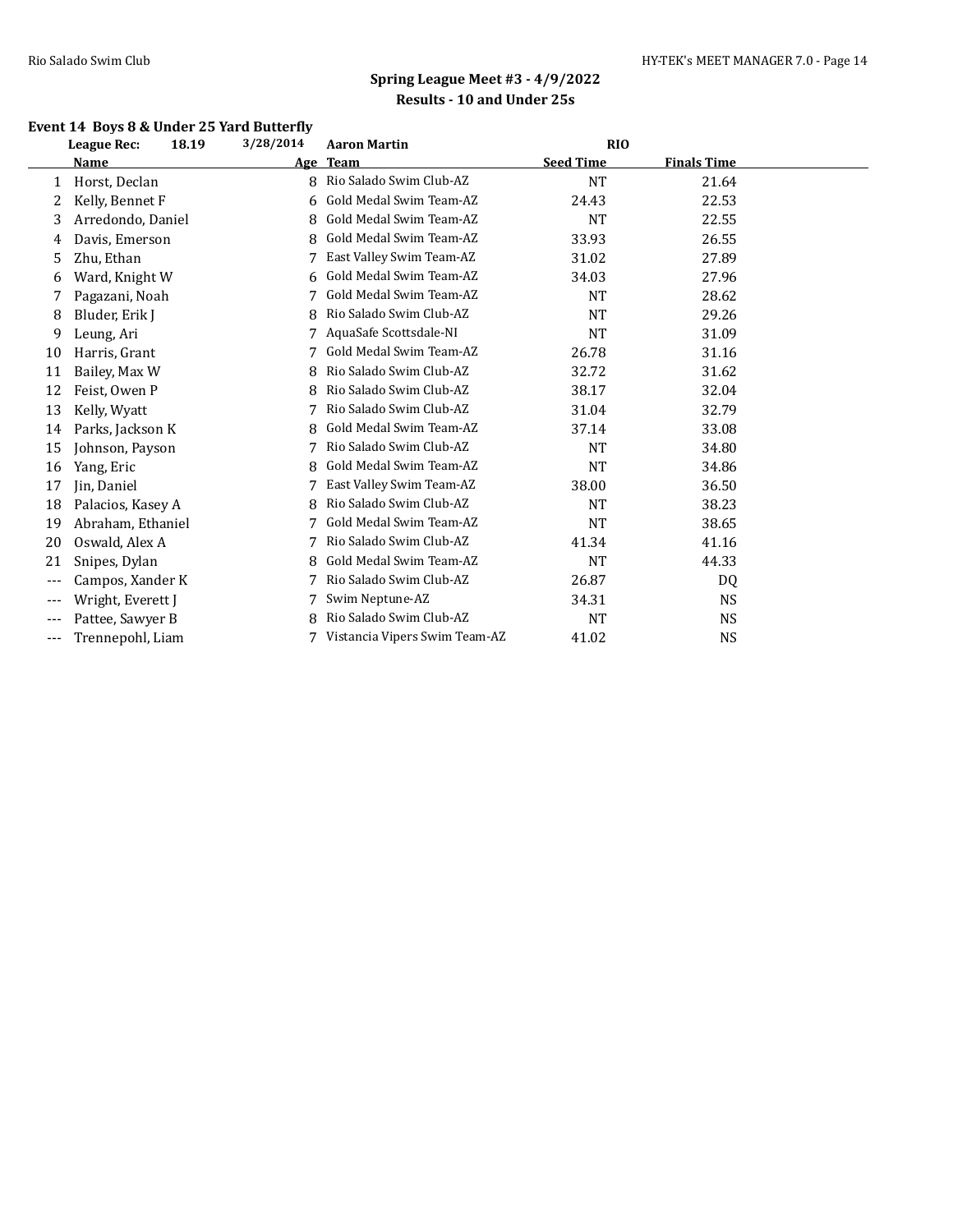## Spring League Meet #3 - 4/9/2022

## Results - 10 and Under 25s

### Event 14 Boys 8 & Under 25 Yard Butterfly

| | Name | Age | Team | Seed Time | Finals Time |
|---|---|---|---|---|---|
| | League Rec: 18.19 3/28/2014 | | Aaron Martin | RIO | |
| 1 | Horst, Declan | 8 | Rio Salado Swim Club-AZ | NT | 21.64 |
| 2 | Kelly, Bennet F | 6 | Gold Medal Swim Team-AZ | 24.43 | 22.53 |
| 3 | Arredondo, Daniel | 8 | Gold Medal Swim Team-AZ | NT | 22.55 |
| 4 | Davis, Emerson | 8 | Gold Medal Swim Team-AZ | 33.93 | 26.55 |
| 5 | Zhu, Ethan | 7 | East Valley Swim Team-AZ | 31.02 | 27.89 |
| 6 | Ward, Knight W | 6 | Gold Medal Swim Team-AZ | 34.03 | 27.96 |
| 7 | Pagazani, Noah | 7 | Gold Medal Swim Team-AZ | NT | 28.62 |
| 8 | Bluder, Erik J | 8 | Rio Salado Swim Club-AZ | NT | 29.26 |
| 9 | Leung, Ari | 7 | AquaSafe Scottsdale-NI | NT | 31.09 |
| 10 | Harris, Grant | 7 | Gold Medal Swim Team-AZ | 26.78 | 31.16 |
| 11 | Bailey, Max W | 8 | Rio Salado Swim Club-AZ | 32.72 | 31.62 |
| 12 | Feist, Owen P | 8 | Rio Salado Swim Club-AZ | 38.17 | 32.04 |
| 13 | Kelly, Wyatt | 7 | Rio Salado Swim Club-AZ | 31.04 | 32.79 |
| 14 | Parks, Jackson K | 8 | Gold Medal Swim Team-AZ | 37.14 | 33.08 |
| 15 | Johnson, Payson | 7 | Rio Salado Swim Club-AZ | NT | 34.80 |
| 16 | Yang, Eric | 8 | Gold Medal Swim Team-AZ | NT | 34.86 |
| 17 | Jin, Daniel | 7 | East Valley Swim Team-AZ | 38.00 | 36.50 |
| 18 | Palacios, Kasey A | 8 | Rio Salado Swim Club-AZ | NT | 38.23 |
| 19 | Abraham, Ethaniel | 7 | Gold Medal Swim Team-AZ | NT | 38.65 |
| 20 | Oswald, Alex A | 7 | Rio Salado Swim Club-AZ | 41.34 | 41.16 |
| 21 | Snipes, Dylan | 8 | Gold Medal Swim Team-AZ | NT | 44.33 |
| --- | Campos, Xander K | 7 | Rio Salado Swim Club-AZ | 26.87 | DQ |
| --- | Wright, Everett J | 7 | Swim Neptune-AZ | 34.31 | NS |
| --- | Pattee, Sawyer B | 8 | Rio Salado Swim Club-AZ | NT | NS |
| --- | Trennepohl, Liam | 7 | Vistancia Vipers Swim Team-AZ | 41.02 | NS |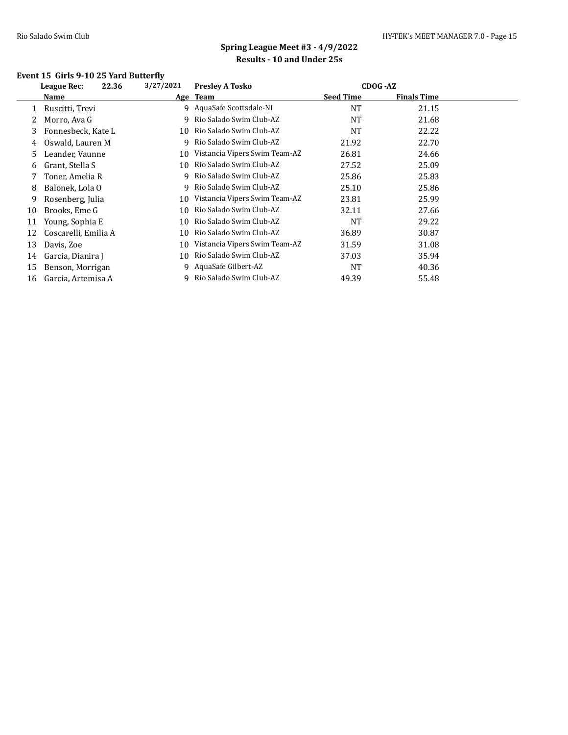## Spring League Meet #3 - 4/9/2022

### Results - 10 and Under 25s

#### Event 15 Girls 9-10 25 Yard Butterfly

League Rec: 22.36 3/27/2021 Presley A Tosko CDOG -AZ

| | Name | Age | Team | Seed Time | Finals Time |
|---|---|---|---|---|---|
| 1 | Ruscitti, Trevi | 9 | AquaSafe Scottsdale-NI | NT | 21.15 |
| 2 | Morro, Ava G | 9 | Rio Salado Swim Club-AZ | NT | 21.68 |
| 3 | Fonnesbeck, Kate L | 10 | Rio Salado Swim Club-AZ | NT | 22.22 |
| 4 | Oswald, Lauren M | 9 | Rio Salado Swim Club-AZ | 21.92 | 22.70 |
| 5 | Leander, Vaunne | 10 | Vistancia Vipers Swim Team-AZ | 26.81 | 24.66 |
| 6 | Grant, Stella S | 10 | Rio Salado Swim Club-AZ | 27.52 | 25.09 |
| 7 | Toner, Amelia R | 9 | Rio Salado Swim Club-AZ | 25.86 | 25.83 |
| 8 | Balonek, Lola O | 9 | Rio Salado Swim Club-AZ | 25.10 | 25.86 |
| 9 | Rosenberg, Julia | 10 | Vistancia Vipers Swim Team-AZ | 23.81 | 25.99 |
| 10 | Brooks, Eme G | 10 | Rio Salado Swim Club-AZ | 32.11 | 27.66 |
| 11 | Young, Sophia E | 10 | Rio Salado Swim Club-AZ | NT | 29.22 |
| 12 | Coscarelli, Emilia A | 10 | Rio Salado Swim Club-AZ | 36.89 | 30.87 |
| 13 | Davis, Zoe | 10 | Vistancia Vipers Swim Team-AZ | 31.59 | 31.08 |
| 14 | Garcia, Dianira J | 10 | Rio Salado Swim Club-AZ | 37.03 | 35.94 |
| 15 | Benson, Morrigan | 9 | AquaSafe Gilbert-AZ | NT | 40.36 |
| 16 | Garcia, Artemisa A | 9 | Rio Salado Swim Club-AZ | 49.39 | 55.48 |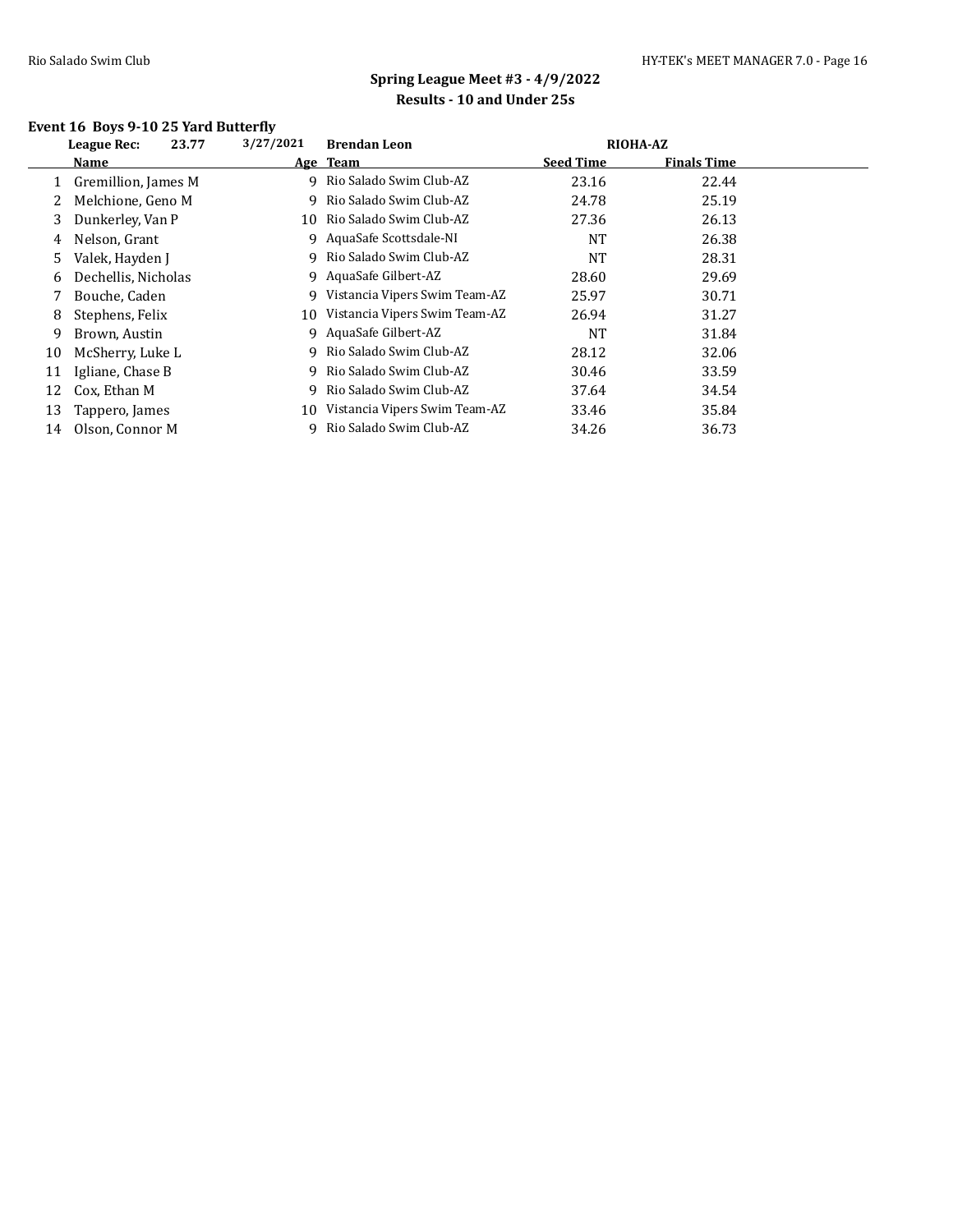## Spring League Meet #3 - 4/9/2022
## Results - 10 and Under 25s

### Event 16 Boys 9-10 25 Yard Butterfly

**League Rec:** 23.77 3/27/2021 **Brendan Leon** **RIOHA-AZ**

| | Name | Age | Team | Seed Time | Finals Time |
|---|---|---|---|---|---|
| 1 | Gremillion, James M | 9 | Rio Salado Swim Club-AZ | 23.16 | 22.44 |
| 2 | Melchione, Geno M | 9 | Rio Salado Swim Club-AZ | 24.78 | 25.19 |
| 3 | Dunkerley, Van P | 10 | Rio Salado Swim Club-AZ | 27.36 | 26.13 |
| 4 | Nelson, Grant | 9 | AquaSafe Scottsdale-NI | NT | 26.38 |
| 5 | Valek, Hayden J | 9 | Rio Salado Swim Club-AZ | NT | 28.31 |
| 6 | Dechellis, Nicholas | 9 | AquaSafe Gilbert-AZ | 28.60 | 29.69 |
| 7 | Bouche, Caden | 9 | Vistancia Vipers Swim Team-AZ | 25.97 | 30.71 |
| 8 | Stephens, Felix | 10 | Vistancia Vipers Swim Team-AZ | 26.94 | 31.27 |
| 9 | Brown, Austin | 9 | AquaSafe Gilbert-AZ | NT | 31.84 |
| 10 | McSherry, Luke L | 9 | Rio Salado Swim Club-AZ | 28.12 | 32.06 |
| 11 | Igliane, Chase B | 9 | Rio Salado Swim Club-AZ | 30.46 | 33.59 |
| 12 | Cox, Ethan M | 9 | Rio Salado Swim Club-AZ | 37.64 | 34.54 |
| 13 | Tappero, James | 10 | Vistancia Vipers Swim Team-AZ | 33.46 | 35.84 |
| 14 | Olson, Connor M | 9 | Rio Salado Swim Club-AZ | 34.26 | 36.73 |